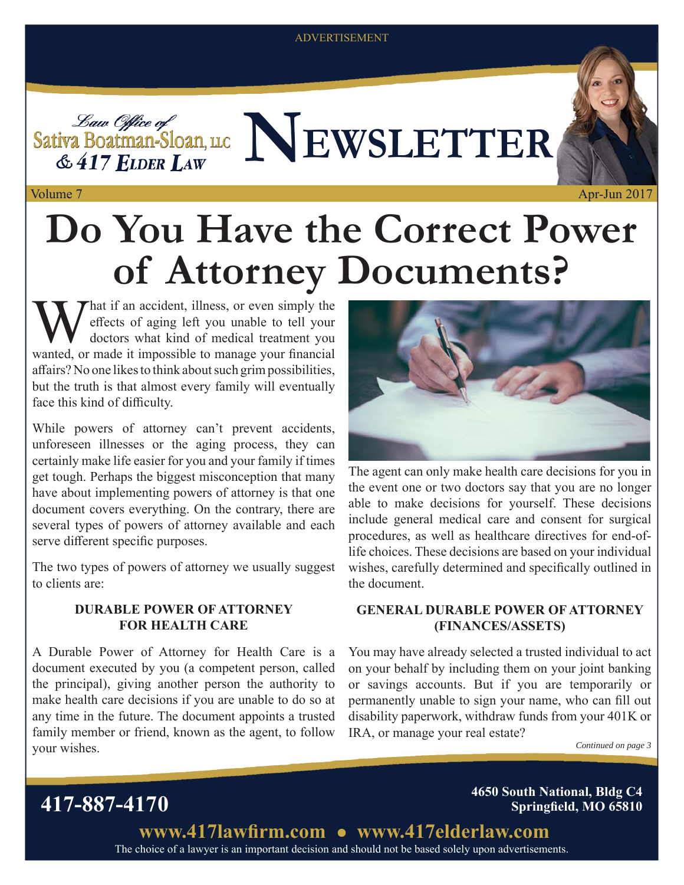ADVERTISEMENT

Law Office of
Sativa Boatman-Sloan, LLC
& 417 Elder Law

# NEWSLETTER

Volume 7

Apr-Jun 2017

# Do You Have the Correct Power of Attorney Documents?

What if an accident, illness, or even simply the effects of aging left you unable to tell your doctors what kind of medical treatment you wanted, or made it impossible to manage your financial affairs? No one likes to think about such grim possibilities, but the truth is that almost every family will eventually face this kind of difficulty.

While powers of attorney can't prevent accidents, unforeseen illnesses or the aging process, they can certainly make life easier for you and your family if times get tough. Perhaps the biggest misconception that many have about implementing powers of attorney is that one document covers everything. On the contrary, there are several types of powers of attorney available and each serve different specific purposes.

The two types of powers of attorney we usually suggest to clients are:

### DURABLE POWER OF ATTORNEY FOR HEALTH CARE

A Durable Power of Attorney for Health Care is a document executed by you (a competent person, called the principal), giving another person the authority to make health care decisions if you are unable to do so at any time in the future. The document appoints a trusted family member or friend, known as the agent, to follow your wishes.

The agent can only make health care decisions for you in the event one or two doctors say that you are no longer able to make decisions for yourself. These decisions include general medical care and consent for surgical procedures, as well as healthcare directives for end-of-life choices. These decisions are based on your individual wishes, carefully determined and specifically outlined in the document.

### GENERAL DURABLE POWER OF ATTORNEY (FINANCES/ASSETS)

You may have already selected a trusted individual to act on your behalf by including them on your joint banking or savings accounts. But if you are temporarily or permanently unable to sign your name, who can fill out disability paperwork, withdraw funds from your 401K or IRA, or manage your real estate?

*Continued on page 3*

**417-887-4170**

**4650 South National, Bldg C4**
**Springfield, MO 65810**

**www.417lawfirm.com • www.417elderlaw.com**

The choice of a lawyer is an important decision and should not be based solely upon advertisements.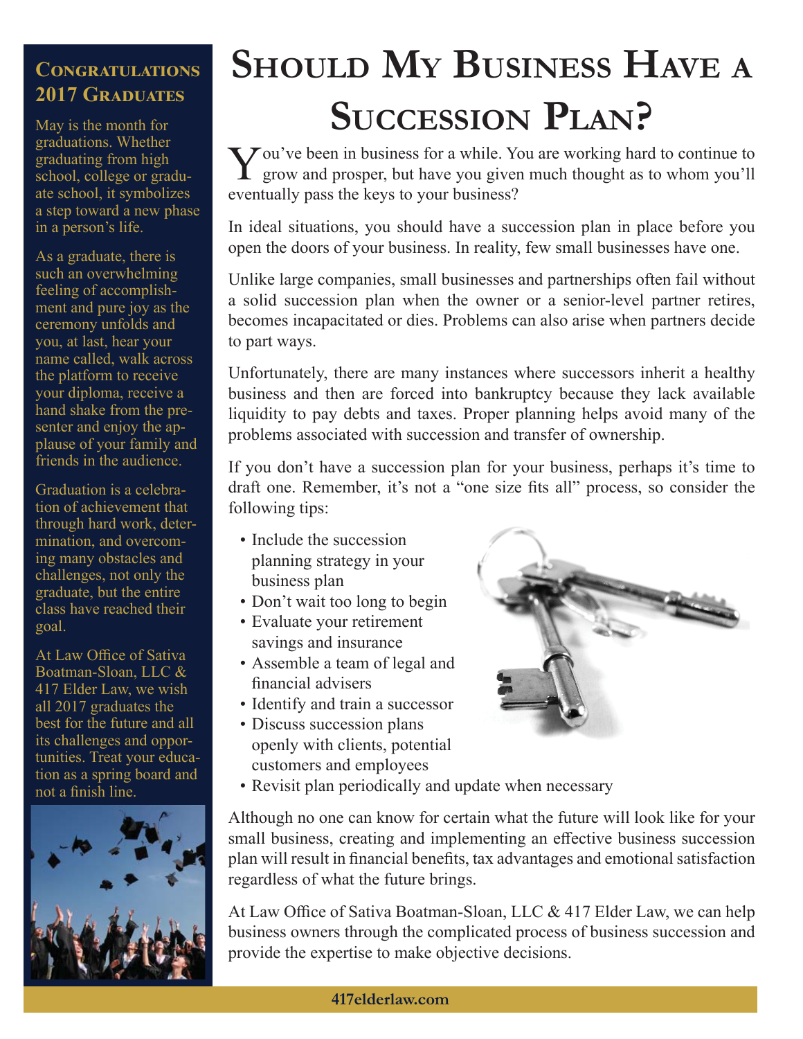# Should My Business Have a Succession Plan?

You've been in business for a while. You are working hard to continue to grow and prosper, but have you given much thought as to whom you'll eventually pass the keys to your business?

In ideal situations, you should have a succession plan in place before you open the doors of your business. In reality, few small businesses have one.

Unlike large companies, small businesses and partnerships often fail without a solid succession plan when the owner or a senior-level partner retires, becomes incapacitated or dies. Problems can also arise when partners decide to part ways.

Unfortunately, there are many instances where successors inherit a healthy business and then are forced into bankruptcy because they lack available liquidity to pay debts and taxes. Proper planning helps avoid many of the problems associated with succession and transfer of ownership.

If you don't have a succession plan for your business, perhaps it's time to draft one. Remember, it's not a "one size fits all" process, so consider the following tips:

- Include the succession planning strategy in your business plan
- Don't wait too long to begin
- Evaluate your retirement savings and insurance
- Assemble a team of legal and financial advisers
- Identify and train a successor
- Discuss succession plans openly with clients, potential customers and employees
- Revisit plan periodically and update when necessary

Although no one can know for certain what the future will look like for your small business, creating and implementing an effective business succession plan will result in financial benefits, tax advantages and emotional satisfaction regardless of what the future brings.

At Law Office of Sativa Boatman-Sloan, LLC & 417 Elder Law, we can help business owners through the complicated process of business succession and provide the expertise to make objective decisions.

## Congratulations 2017 Graduates

May is the month for graduations. Whether graduating from high school, college or graduate school, it symbolizes a step toward a new phase in a person's life.

As a graduate, there is such an overwhelming feeling of accomplishment and pure joy as the ceremony unfolds and you, at last, hear your name called, walk across the platform to receive your diploma, receive a hand shake from the presenter and enjoy the applause of your family and friends in the audience.

Graduation is a celebration of achievement that through hard work, determination, and overcoming many obstacles and challenges, not only the graduate, but the entire class have reached their goal.

At Law Office of Sativa Boatman-Sloan, LLC & 417 Elder Law, we wish all 2017 graduates the best for the future and all its challenges and opportunities. Treat your education as a spring board and not a finish line.

417elderlaw.com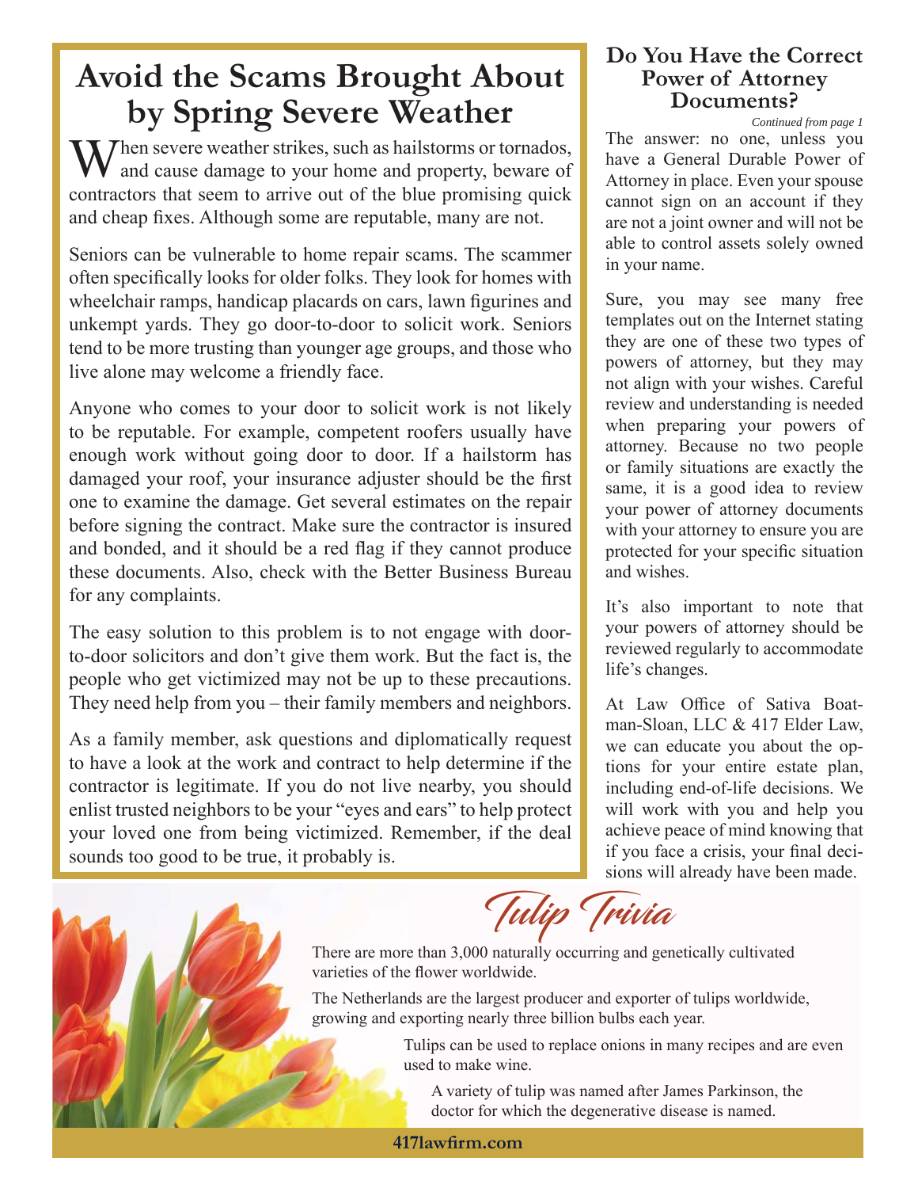# Avoid the Scams Brought About by Spring Severe Weather

When severe weather strikes, such as hailstorms or tornados, and cause damage to your home and property, beware of contractors that seem to arrive out of the blue promising quick and cheap fixes. Although some are reputable, many are not.

Seniors can be vulnerable to home repair scams. The scammer often specifically looks for older folks. They look for homes with wheelchair ramps, handicap placards on cars, lawn figurines and unkempt yards. They go door-to-door to solicit work. Seniors tend to be more trusting than younger age groups, and those who live alone may welcome a friendly face.

Anyone who comes to your door to solicit work is not likely to be reputable. For example, competent roofers usually have enough work without going door to door. If a hailstorm has damaged your roof, your insurance adjuster should be the first one to examine the damage. Get several estimates on the repair before signing the contract. Make sure the contractor is insured and bonded, and it should be a red flag if they cannot produce these documents. Also, check with the Better Business Bureau for any complaints.

The easy solution to this problem is to not engage with door-to-door solicitors and don't give them work. But the fact is, the people who get victimized may not be up to these precautions. They need help from you – their family members and neighbors.

As a family member, ask questions and diplomatically request to have a look at the work and contract to help determine if the contractor is legitimate. If you do not live nearby, you should enlist trusted neighbors to be your "eyes and ears" to help protect your loved one from being victimized. Remember, if the deal sounds too good to be true, it probably is.

## Do You Have the Correct Power of Attorney Documents?

*Continued from page 1*

The answer: no one, unless you have a General Durable Power of Attorney in place. Even your spouse cannot sign on an account if they are not a joint owner and will not be able to control assets solely owned in your name.

Sure, you may see many free templates out on the Internet stating they are one of these two types of powers of attorney, but they may not align with your wishes. Careful review and understanding is needed when preparing your powers of attorney. Because no two people or family situations are exactly the same, it is a good idea to review your power of attorney documents with your attorney to ensure you are protected for your specific situation and wishes.

It's also important to note that your powers of attorney should be reviewed regularly to accommodate life's changes.

At Law Office of Sativa Boatman-Sloan, LLC & 417 Elder Law, we can educate you about the options for your entire estate plan, including end-of-life decisions. We will work with you and help you achieve peace of mind knowing that if you face a crisis, your final decisions will already have been made.

## Tulip Trivia

There are more than 3,000 naturally occurring and genetically cultivated varieties of the flower worldwide.

The Netherlands are the largest producer and exporter of tulips worldwide, growing and exporting nearly three billion bulbs each year.

Tulips can be used to replace onions in many recipes and are even used to make wine.

A variety of tulip was named after James Parkinson, the doctor for which the degenerative disease is named.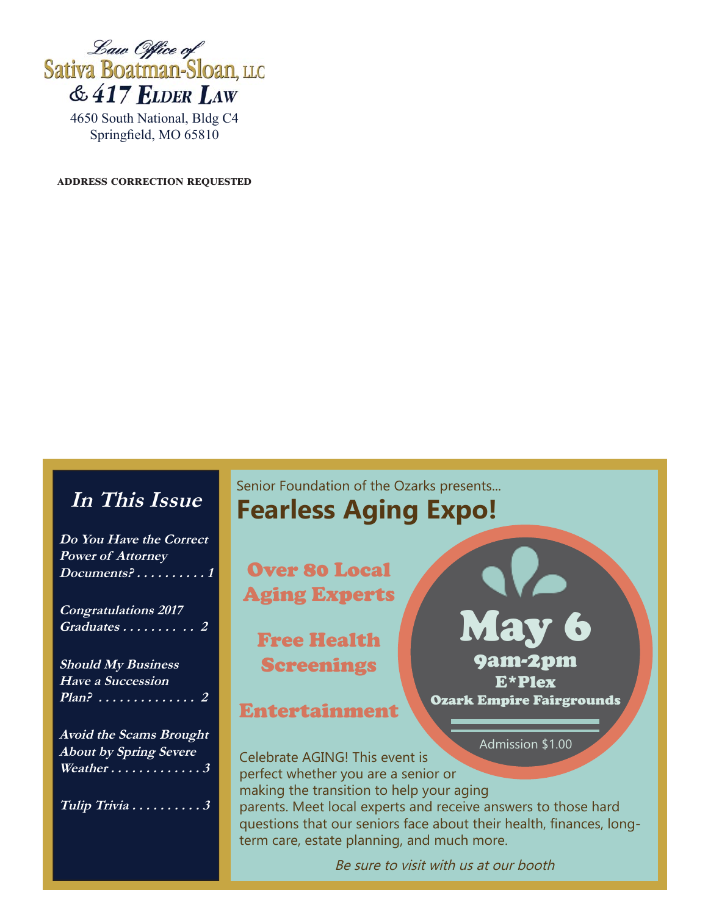*Law Office of*
**Sativa Boatman-Sloan, LLC**
**& 417 Elder Law**

4650 South National, Bldg C4
Springfield, MO 65810

**ADDRESS CORRECTION REQUESTED**

## *In This Issue*

***Do You Have the Correct Power of Attorney Documents?*** . . . . . . . . . . *1*

***Congratulations 2017 Graduates*** . . . . . . . . . . *2*

***Should My Business Have a Succession Plan?*** . . . . . . . . . . . . . . *2*

***Avoid the Scams Brought About by Spring Severe Weather*** . . . . . . . . . . . . . *3*

***Tulip Trivia*** . . . . . . . . . . *3*

Senior Foundation of the Ozarks presents...

# Fearless Aging Expo!

**Over 80 Local Aging Experts**

**Free Health Screenings**

**Entertainment**

**May 6**
**9am-2pm**
**E*Plex**
**Ozark Empire Fairgrounds**

Admission $1.00

Celebrate AGING! This event is perfect whether you are a senior or making the transition to help your aging parents. Meet local experts and receive answers to those hard questions that our seniors face about their health, finances, long-term care, estate planning, and much more.

*Be sure to visit with us at our booth*